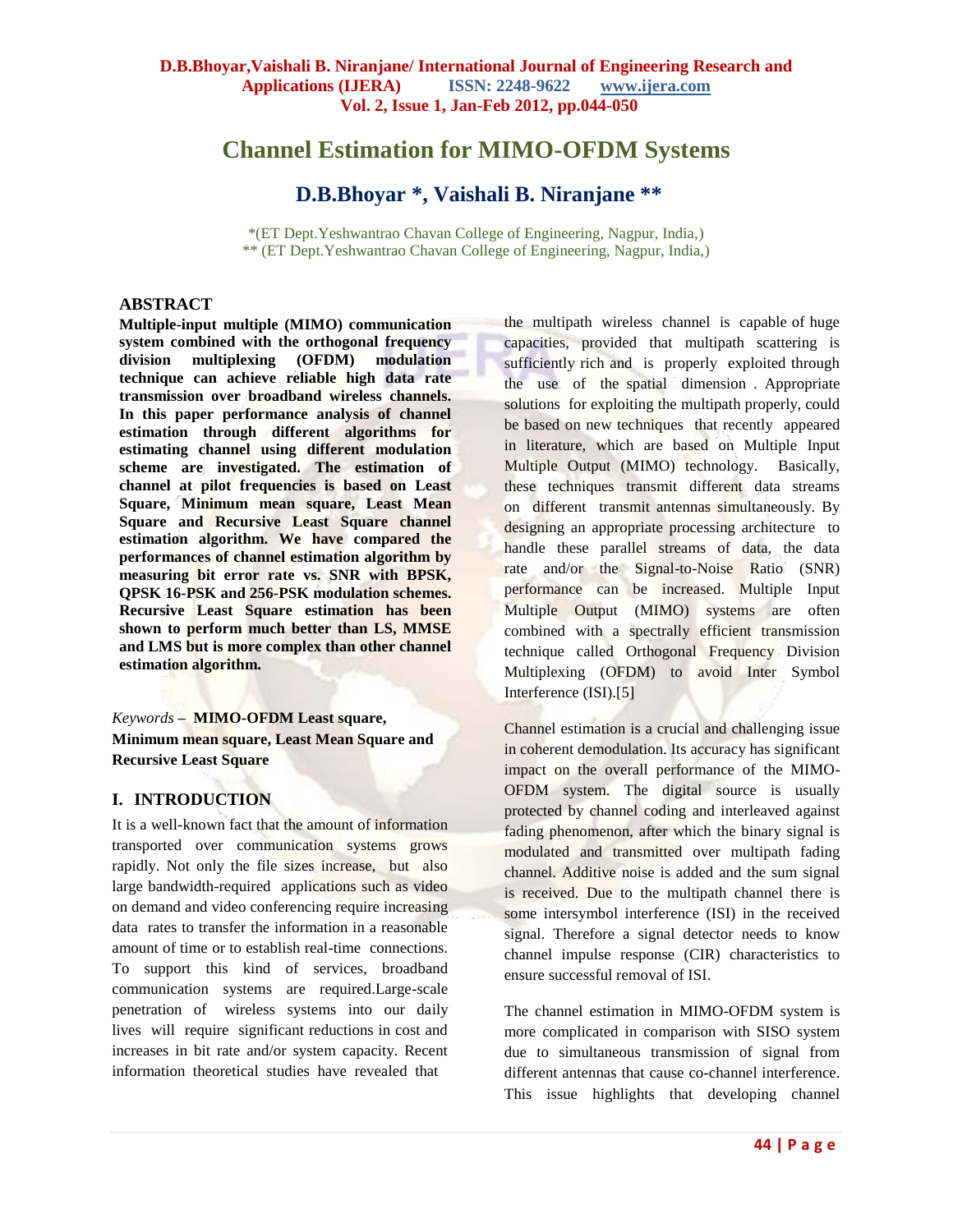# Channel Estimation for MIMO-OFDM Systems

## D.B.Bhoyar *, Vaishali B. Niranjane **

*(ET Dept.Yeshwantrao Chavan College of Engineering, Nagpur, India,)
** (ET Dept.Yeshwantrao Chavan College of Engineering, Nagpur, India,)

## ABSTRACT

**Multiple-input multiple (MIMO) communication system combined with the orthogonal frequency division multiplexing (OFDM) modulation technique can achieve reliable high data rate transmission over broadband wireless channels. In this paper performance analysis of channel estimation through different algorithms for estimating channel using different modulation scheme are investigated. The estimation of channel at pilot frequencies is based on Least Square, Minimum mean square, Least Mean Square and Recursive Least Square channel estimation algorithm. We have compared the performances of channel estimation algorithm by measuring bit error rate vs. SNR with BPSK, QPSK 16-PSK and 256-PSK modulation schemes. Recursive Least Square estimation has been shown to perform much better than LS, MMSE and LMS but is more complex than other channel estimation algorithm.**

*Keywords* – **MIMO-OFDM Least square, Minimum mean square, Least Mean Square and Recursive Least Square**

## I. INTRODUCTION

It is a well-known fact that the amount of information transported over communication systems grows rapidly. Not only the file sizes increase, but also large bandwidth-required applications such as video on demand and video conferencing require increasing data rates to transfer the information in a reasonable amount of time or to establish real-time connections. To support this kind of services, broadband communication systems are required.Large-scale penetration of wireless systems into our daily lives will require significant reductions in cost and increases in bit rate and/or system capacity. Recent information theoretical studies have revealed that the multipath wireless channel is capable of huge capacities, provided that multipath scattering is sufficiently rich and is properly exploited through the use of the spatial dimension . Appropriate solutions for exploiting the multipath properly, could be based on new techniques that recently appeared in literature, which are based on Multiple Input Multiple Output (MIMO) technology. Basically, these techniques transmit different data streams on different transmit antennas simultaneously. By designing an appropriate processing architecture to handle these parallel streams of data, the data rate and/or the Signal-to-Noise Ratio (SNR) performance can be increased. Multiple Input Multiple Output (MIMO) systems are often combined with a spectrally efficient transmission technique called Orthogonal Frequency Division Multiplexing (OFDM) to avoid Inter Symbol Interference (ISI).[5]

Channel estimation is a crucial and challenging issue in coherent demodulation. Its accuracy has significant impact on the overall performance of the MIMO-OFDM system. The digital source is usually protected by channel coding and interleaved against fading phenomenon, after which the binary signal is modulated and transmitted over multipath fading channel. Additive noise is added and the sum signal is received. Due to the multipath channel there is some intersymbol interference (ISI) in the received signal. Therefore a signal detector needs to know channel impulse response (CIR) characteristics to ensure successful removal of ISI.

The channel estimation in MIMO-OFDM system is more complicated in comparison with SISO system due to simultaneous transmission of signal from different antennas that cause co-channel interference. This issue highlights that developing channel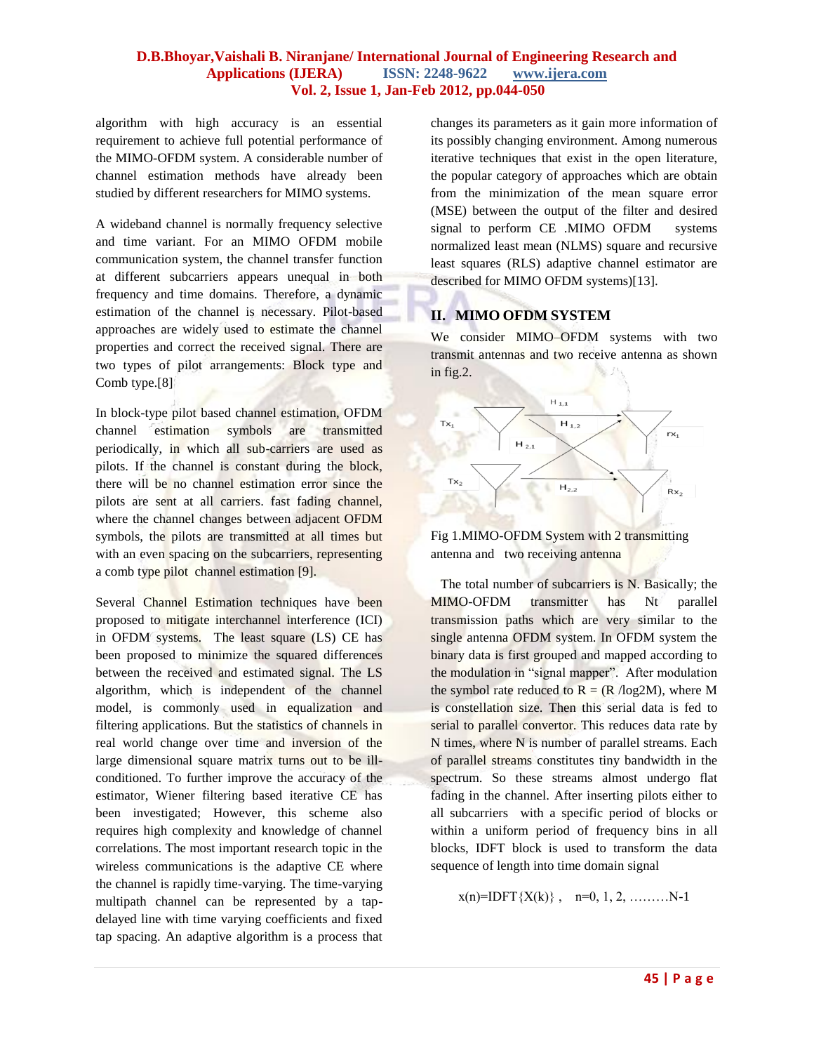algorithm with high accuracy is an essential requirement to achieve full potential performance of the MIMO-OFDM system. A considerable number of channel estimation methods have already been studied by different researchers for MIMO systems.

A wideband channel is normally frequency selective and time variant. For an MIMO OFDM mobile communication system, the channel transfer function at different subcarriers appears unequal in both frequency and time domains. Therefore, a dynamic estimation of the channel is necessary. Pilot-based approaches are widely used to estimate the channel properties and correct the received signal. There are two types of pilot arrangements: Block type and Comb type.[8]

In block-type pilot based channel estimation, OFDM channel estimation symbols are transmitted periodically, in which all sub-carriers are used as pilots. If the channel is constant during the block, there will be no channel estimation error since the pilots are sent at all carriers. fast fading channel, where the channel changes between adjacent OFDM symbols, the pilots are transmitted at all times but with an even spacing on the subcarriers, representing a comb type pilot channel estimation [9].

Several Channel Estimation techniques have been proposed to mitigate interchannel interference (ICI) in OFDM systems. The least square (LS) CE has been proposed to minimize the squared differences between the received and estimated signal. The LS algorithm, which is independent of the channel model, is commonly used in equalization and filtering applications. But the statistics of channels in real world change over time and inversion of the large dimensional square matrix turns out to be ill-conditioned. To further improve the accuracy of the estimator, Wiener filtering based iterative CE has been investigated; However, this scheme also requires high complexity and knowledge of channel correlations. The most important research topic in the wireless communications is the adaptive CE where the channel is rapidly time-varying. The time-varying multipath channel can be represented by a tap-delayed line with time varying coefficients and fixed tap spacing. An adaptive algorithm is a process that changes its parameters as it gain more information of its possibly changing environment. Among numerous iterative techniques that exist in the open literature, the popular category of approaches which are obtain from the minimization of the mean square error (MSE) between the output of the filter and desired signal to perform CE .MIMO OFDM systems normalized least mean (NLMS) square and recursive least squares (RLS) adaptive channel estimator are described for MIMO OFDM systems)[13].

## II. MIMO OFDM SYSTEM

We consider MIMO–OFDM systems with two transmit antennas and two receive antenna as shown in fig.2.

Fig 1.MIMO-OFDM System with 2 transmitting antenna and two receiving antenna

The total number of subcarriers is N. Basically; the MIMO-OFDM transmitter has Nt parallel transmission paths which are very similar to the single antenna OFDM system. In OFDM system the binary data is first grouped and mapped according to the modulation in "signal mapper". After modulation the symbol rate reduced to R = (R /log2M), where M is constellation size. Then this serial data is fed to serial to parallel convertor. This reduces data rate by N times, where N is number of parallel streams. Each of parallel streams constitutes tiny bandwidth in the spectrum. So these streams almost undergo flat fading in the channel. After inserting pilots either to all subcarriers with a specific period of blocks or within a uniform period of frequency bins in all blocks, IDFT block is used to transform the data sequence of length into time domain signal

$$x(n)=\mathrm{IDFT}\{X(k)\}, \quad n=0, 1, 2, \ldots N-1$$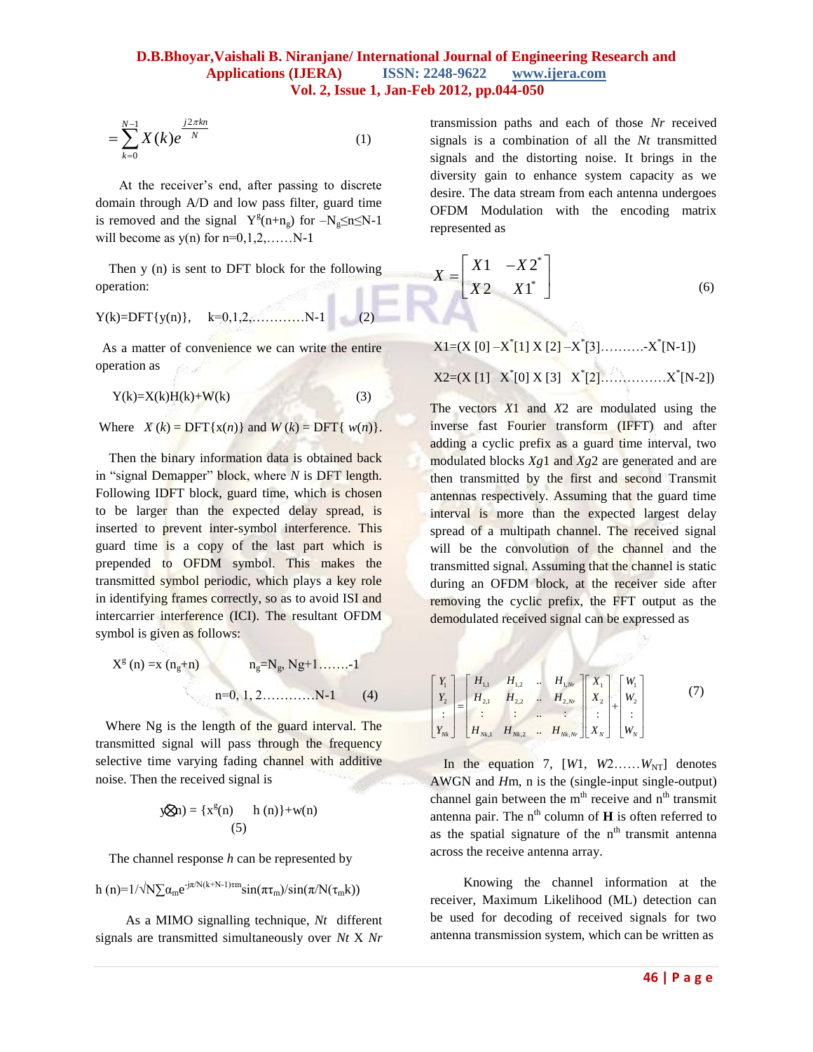$$= \sum_{k=0}^{N-1} X(k) e^{\frac{j2\pi kn}{N}} \qquad (1)$$

At the receiver's end, after passing to discrete domain through A/D and low pass filter, guard time is removed and the signal $Y^g(n+n_g)$ for $-N_g \leq n \leq N-1$ will become as y(n) for n=0,1,2,……N-1

Then y (n) is sent to DFT block for the following operation:

$$Y(k)=DFT\{y(n)\}, \quad k=0,1,2,\ldots\ldots N-1 \qquad (2)$$

As a matter of convenience we can write the entire operation as

$$Y(k)=X(k)H(k)+W(k) \qquad (3)$$

Where $X(k) = DFT\{x(n)\}$ and $W(k) = DFT\{w(n)\}$.

Then the binary information data is obtained back in "signal Demapper" block, where $N$ is DFT length. Following IDFT block, guard time, which is chosen to be larger than the expected delay spread, is inserted to prevent inter-symbol interference. This guard time is a copy of the last part which is prepended to OFDM symbol. This makes the transmitted symbol periodic, which plays a key role in identifying frames correctly, so as to avoid ISI and intercarrier interference (ICI). The resultant OFDM symbol is given as follows:

$$X^g(n) = x(n_g+n) \qquad n_g=N_g, Ng+1\ldots\ldots-1$$

$$n=0, 1, 2\ldots\ldots\ldots\ldots N-1 \qquad (4)$$

Where Ng is the length of the guard interval. The transmitted signal will pass through the frequency selective time varying fading channel with additive noise. Then the received signal is

$$y(n) = \{x^g(n) \otimes h(n)\}+w(n) \qquad (5)$$

The channel response $h$ can be represented by

$$h(n)=1/\sqrt{N}\sum \alpha_m e^{-j\pi/N(k+N-1)\tau m}\sin(\pi\tau_m)/\sin(\pi/N(\tau_m k))$$

As a MIMO signalling technique, $Nt$ different signals are transmitted simultaneously over $Nt$ X $Nr$ transmission paths and each of those $Nr$ received signals is a combination of all the $Nt$ transmitted signals and the distorting noise. It brings in the diversity gain to enhance system capacity as we desire. The data stream from each antenna undergoes OFDM Modulation with the encoding matrix represented as

$$X = \begin{bmatrix} X1 & -X2^* \\ X2 & X1^* \end{bmatrix} \qquad (6)$$

$$X1=(X[0] - X^*[1]\ X[2] - X^*[3]\ldots\ldots\ldots -X^*[N-1])$$

$$X2=(X[1]\ \ X^*[0]\ X[3]\ \ X^*[2]\ldots\ldots\ldots\ldots\ldots X^*[N-2])$$

The vectors $X1$ and $X2$ are modulated using the inverse fast Fourier transform (IFFT) and after adding a cyclic prefix as a guard time interval, two modulated blocks $Xg1$ and $Xg2$ are generated and are then transmitted by the first and second Transmit antennas respectively. Assuming that the guard time interval is more than the expected largest delay spread of a multipath channel. The received signal will be the convolution of the channel and the transmitted signal. Assuming that the channel is static during an OFDM block, at the receiver side after removing the cyclic prefix, the FFT output as the demodulated received signal can be expressed as

$$\begin{bmatrix} Y_1 \\ Y_2 \\ \vdots \\ Y_{Nk} \end{bmatrix} = \begin{bmatrix} H_{1,1} & H_{1,2} & .. & H_{1,Nr} \\ H_{2,1} & H_{2,2} & .. & H_{2,Nr} \\ \vdots & \vdots & .. & \vdots \\ H_{Nk,1} & H_{Nk,2} & .. & H_{Nk,Nr} \end{bmatrix} \begin{bmatrix} X_1 \\ X_2 \\ \vdots \\ X_N \end{bmatrix} + \begin{bmatrix} W_1 \\ W_2 \\ \vdots \\ W_N \end{bmatrix} \qquad (7)$$

In the equation 7, [$W1$, $W2$……$W_{NT}$] denotes AWGN and $Hm$, n is the (single-input single-output) channel gain between the m[th] receive and n[th] transmit antenna pair. The n[th] column of **H** is often referred to as the spatial signature of the n[th] transmit antenna across the receive antenna array.

Knowing the channel information at the receiver, Maximum Likelihood (ML) detection can be used for decoding of received signals for two antenna transmission system, which can be written as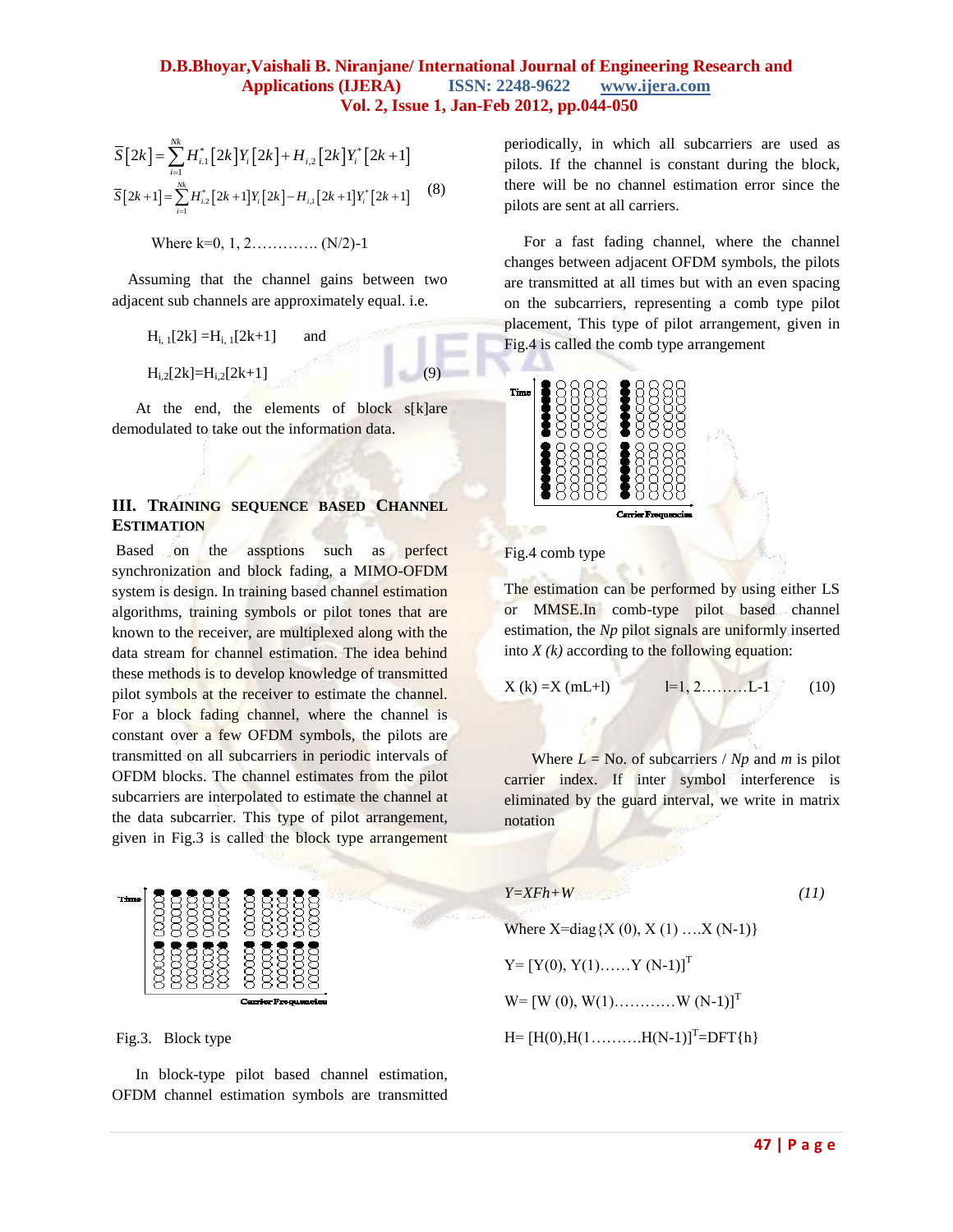$$\bar{S}[2k] = \sum_{i=1}^{Nk} H_{i,1}^{*}[2k] Y_i[2k] + H_{i,2}[2k] Y_i^{*}[2k+1]$$

$$\bar{S}[2k+1] = \sum_{i=1}^{Nk} H_{i,2}^{*}[2k+1] Y_i[2k] - H_{i,1}[2k+1] Y_i^{*}[2k+1] \quad (8)$$

Where k=0, 1, 2…………. (N/2)-1

Assuming that the channel gains between two adjacent sub channels are approximately equal. i.e.

$H_{i,1}[2k] = H_{i,1}[2k+1]$ and

$H_{i,2}[2k] = H_{i,2}[2k+1]$ (9)

At the end, the elements of block s[k]are demodulated to take out the information data.

## III. Training Sequence Based Channel Estimation

Based on the assptions such as perfect synchronization and block fading, a MIMO-OFDM system is design. In training based channel estimation algorithms, training symbols or pilot tones that are known to the receiver, are multiplexed along with the data stream for channel estimation. The idea behind these methods is to develop knowledge of transmitted pilot symbols at the receiver to estimate the channel. For a block fading channel, where the channel is constant over a few OFDM symbols, the pilots are transmitted on all subcarriers in periodic intervals of OFDM blocks. The channel estimates from the pilot subcarriers are interpolated to estimate the channel at the data subcarrier. This type of pilot arrangement, given in Fig.3 is called the block type arrangement

Fig.3. Block type

In block-type pilot based channel estimation, OFDM channel estimation symbols are transmitted periodically, in which all subcarriers are used as pilots. If the channel is constant during the block, there will be no channel estimation error since the pilots are sent at all carriers.

For a fast fading channel, where the channel changes between adjacent OFDM symbols, the pilots are transmitted at all times but with an even spacing on the subcarriers, representing a comb type pilot placement, This type of pilot arrangement, given in Fig.4 is called the comb type arrangement

Fig.4 comb type

The estimation can be performed by using either LS or MMSE.In comb-type pilot based channel estimation, the *Np* pilot signals are uniformly inserted into *X (k)* according to the following equation:

$$X(k) = X(mL+l) \qquad l=1, 2\ldots\ldots\ldots L-1 \qquad (10)$$

Where $L$ = No. of subcarriers / $Np$ and $m$ is pilot carrier index. If inter symbol interference is eliminated by the guard interval, we write in matrix notation

$$Y = XFh + W \qquad (11)$$

Where X=diag{X (0), X (1) ….X (N-1)}

$Y = [Y(0), Y(1)\ldots\ldots Y(N-1)]^T$

$W = [W(0), W(1)\ldots\ldots\ldots\ldots W(N-1)]^T$

$H = [H(0), H(1\ldots\ldots\ldots\ldots H(N-1)]^T = \text{DFT}\{h\}$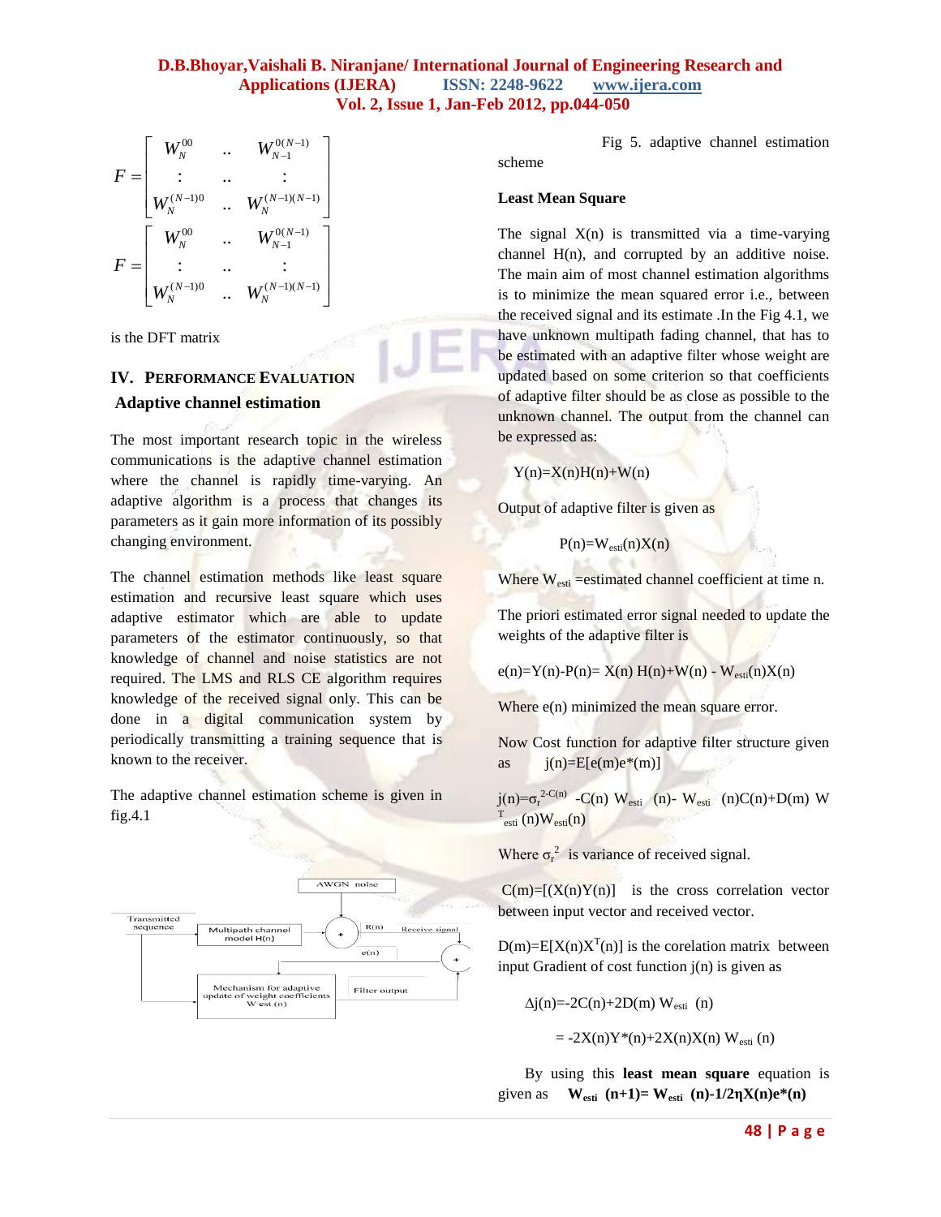$$F = \begin{bmatrix} W_N^{00} & .. & W_{N-1}^{0(N-1)} \\ : & .. & : \\ W_N^{(N-1)0} & .. & W_N^{(N-1)(N-1)} \end{bmatrix}$$

$$F = \begin{bmatrix} W_N^{00} & .. & W_{N-1}^{0(N-1)} \\ : & .. & : \\ W_N^{(N-1)0} & .. & W_N^{(N-1)(N-1)} \end{bmatrix}$$

is the DFT matrix

## IV. PERFORMANCE EVALUATION

### Adaptive channel estimation

The most important research topic in the wireless communications is the adaptive channel estimation where the channel is rapidly time-varying. An adaptive algorithm is a process that changes its parameters as it gain more information of its possibly changing environment.

The channel estimation methods like least square estimation and recursive least square which uses adaptive estimator which are able to update parameters of the estimator continuously, so that knowledge of channel and noise statistics are not required. The LMS and RLS CE algorithm requires knowledge of the received signal only. This can be done in a digital communication system by periodically transmitting a training sequence that is known to the receiver.

The adaptive channel estimation scheme is given in fig.4.1

Transmitted sequence → Multipath channel model H(n) → (+ AWGN noise) → R(n) Receive signal → (+) ← Filter output; e(n) → Mechanism for adaptive update of weight coefficients W est (n)

Fig 5. adaptive channel estimation scheme

### Least Mean Square

The signal X(n) is transmitted via a time-varying channel H(n), and corrupted by an additive noise. The main aim of most channel estimation algorithms is to minimize the mean squared error i.e., between the received signal and its estimate .In the Fig 4.1, we have unknown multipath fading channel, that has to be estimated with an adaptive filter whose weight are updated based on some criterion so that coefficients of adaptive filter should be as close as possible to the unknown channel. The output from the channel can be expressed as:

$$Y(n)=X(n)H(n)+W(n)$$

Output of adaptive filter is given as

$$P(n)=W_{esti}(n)X(n)$$

Where $W_{esti}$ =estimated channel coefficient at time n.

The priori estimated error signal needed to update the weights of the adaptive filter is

$$e(n)=Y(n)-P(n)= X(n)\ H(n)+W(n) - W_{esti}(n)X(n)$$

Where e(n) minimized the mean square error.

Now Cost function for adaptive filter structure given as $j(n)=E[e(m)e^*(m)]$

$$j(n)=\sigma_r^{2-C(n)} -C(n)\ W_{esti}\ (n)- W_{esti}\ (n)C(n)+D(m)\ W^T_{esti}(n)W_{esti}(n)$$

Where $\sigma_r^2$ is variance of received signal.

$C(m)=[(X(n)Y(n)]$ is the cross correlation vector between input vector and received vector.

$D(m)=E[X(n)X^T(n)]$ is the corelation matrix between input Gradient of cost function j(n) is given as

$$\Delta j(n)=-2C(n)+2D(m)\ W_{esti}\ (n)$$

$$= -2X(n)Y^*(n)+2X(n)X(n)\ W_{esti}\ (n)$$

By using this **least mean square** equation is given as $\mathbf{W_{esti}\ (n+1)= W_{esti}\ (n)-1/2\eta X(n)e^*(n)}$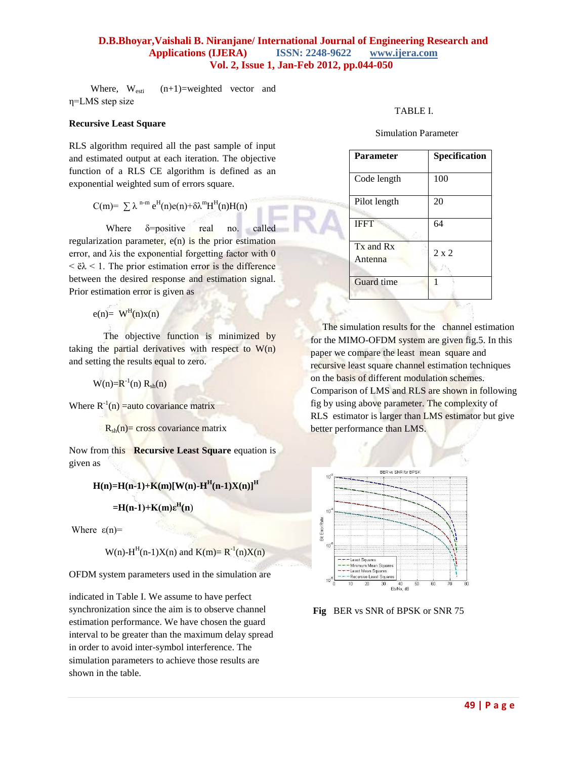Where, $W_{esti}$ (n+1)=weighted vector and η=LMS step size

### Recursive Least Square

RLS algorithm required all the past sample of input and estimated output at each iteration. The objective function of a RLS CE algorithm is defined as an exponential weighted sum of errors square.

$$C(m)= \sum \lambda^{n-m} e^H(n)e(n)+\delta\lambda^m H^H(n)H(n)$$

Where δ=positive real no. called regularization parameter, e(n) is the prior estimation error, and λis the exponential forgetting factor with 0 < ëλ < 1. The prior estimation error is the difference between the desired response and estimation signal. Prior estimation error is given as

$$e(n)= W^H(n)x(n)$$

The objective function is minimized by taking the partial derivatives with respect to W(n) and setting the results equal to zero.

$$W(n)=R^{-1}(n)\, R_{sh}(n)$$

Where $R^{-1}(n)$ =auto covariance matrix

$R_{sh}(n)$= cross covariance matrix

Now from this **Recursive Least Square** equation is given as

$$\mathbf{H(n)=H(n-1)+K(m)[W(n)-H^H(n-1)X(n)]^H}$$

$$\mathbf{=H(n-1)+K(m)\varepsilon^H(n)}$$

Where ε(n)=

$W(n)-H^H(n-1)X(n)$ and $K(m)= R^{-1}(n)X(n)$

OFDM system parameters used in the simulation are

indicated in Table I. We assume to have perfect synchronization since the aim is to observe channel estimation performance. We have chosen the guard interval to be greater than the maximum delay spread in order to avoid inter-symbol interference. The simulation parameters to achieve those results are shown in the table.

TABLE I.

Simulation Parameter

| Parameter | Specification |
|---|---|
| Code length | 100 |
| Pilot length | 20 |
| IFFT | 64 |
| Tx and Rx Antenna | 2 x 2 |
| Guard time | 1 |

The simulation results for the channel estimation for the MIMO-OFDM system are given fig.5. In this paper we compare the least mean square and recursive least square channel estimation techniques on the basis of different modulation schemes. Comparison of LMS and RLS are shown in following fig by using above parameter. The complexity of RLS estimator is larger than LMS estimator but give better performance than LMS.

**Fig** BER vs SNR of BPSK or SNR 75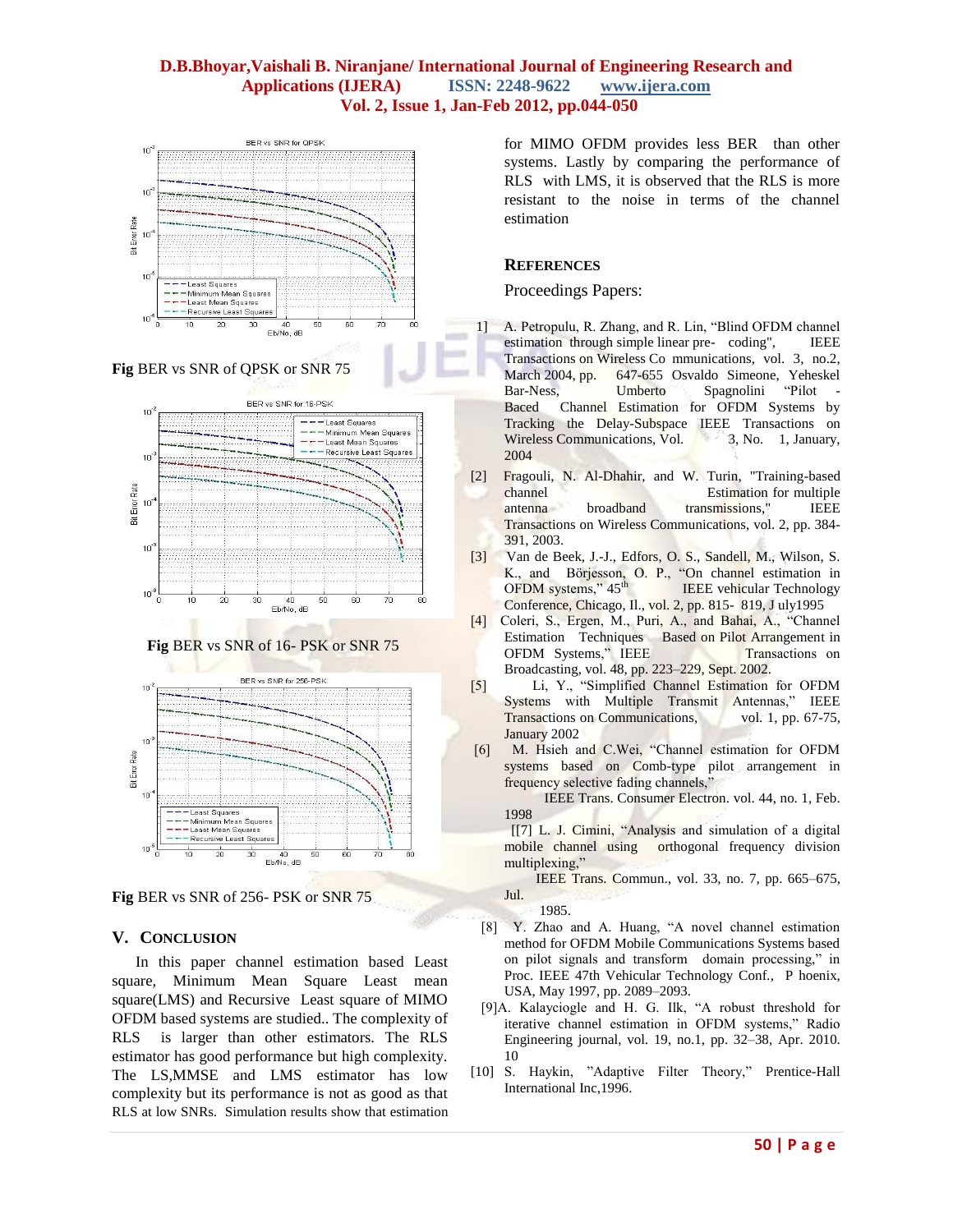BER vs SNR for QPSK

$10^{-2}$

$10^{-3}$

$10^{-4}$

$10^{-5}$

$10^{-6}$

Bit Error Rate

0 10 20 30 40 50 60 70 80

Eb/No, dB

Least Squares
Minimum Mean Squares
Least Mean Squares
Recursive Least Squares

**Fig** BER vs SNR of QPSK or SNR 75

BER vs SNR for 16-PSK

$10^{-2}$

$10^{-3}$

$10^{-4}$

$10^{-5}$

$10^{-6}$

Bit Error Rate

0 10 20 30 40 50 60 70 80

Eb/No, dB

Least Squares
Minimum Mean Squares
Least Mean Squares
Recursive Least Squares

**Fig** BER vs SNR of 16- PSK or SNR 75

BER vs SNR for 256-PSK

$10^{-2}$

$10^{-3}$

$10^{-4}$

$10^{-5}$

Bit Error Rate

0 10 20 30 40 50 60 70 80

Eb/No, dB

Least Squares
Minimum Mean Squares
Least Mean Squares
Recursive Least Squares

**Fig** BER vs SNR of 256- PSK or SNR 75

## V. Conclusion

In this paper channel estimation based Least square, Minimum Mean Square Least mean square(LMS) and Recursive Least square of MIMO OFDM based systems are studied.. The complexity of RLS is larger than other estimators. The RLS estimator has good performance but high complexity. The LS,MMSE and LMS estimator has low complexity but its performance is not as good as that RLS at low SNRs. Simulation results show that estimation for MIMO OFDM provides less BER than other systems. Lastly by comparing the performance of RLS with LMS, it is observed that the RLS is more resistant to the noise in terms of the channel estimation

## References

Proceedings Papers:

1] A. Petropulu, R. Zhang, and R. Lin, "Blind OFDM channel estimation through simple linear pre- coding", IEEE Transactions on Wireless Co mmunications, vol. 3, no.2, March 2004, pp. 647-655 Osvaldo Simeone, Yeheskel Bar-Ness, Umberto Spagnolini "Pilot - Baced Channel Estimation for OFDM Systems by Tracking the Delay-Subspace IEEE Transactions on Wireless Communications, Vol. 3, No. 1, January, 2004

[2] Fragouli, N. Al-Dhahir, and W. Turin, "Training-based channel Estimation for multiple antenna broadband transmissions," IEEE Transactions on Wireless Communications, vol. 2, pp. 384-391, 2003.

[3] Van de Beek, J.-J., Edfors, O. S., Sandell, M., Wilson, S. K., and Börjesson, O. P., "On channel estimation in OFDM systems," 45th IEEE vehicular Technology Conference, Chicago, Il., vol. 2, pp. 815- 819, J uly1995

[4] Coleri, S., Ergen, M., Puri, A., and Bahai, A., "Channel Estimation Techniques Based on Pilot Arrangement in OFDM Systems," IEEE Transactions on Broadcasting, vol. 48, pp. 223–229, Sept. 2002.

[5] Li, Y., "Simplified Channel Estimation for OFDM Systems with Multiple Transmit Antennas," IEEE Transactions on Communications, vol. 1, pp. 67-75, January 2002

[6] M. Hsieh and C.Wei, "Channel estimation for OFDM systems based on Comb-type pilot arrangement in frequency selective fading channels," IEEE Trans. Consumer Electron. vol. 44, no. 1, Feb. 1998

[[7] L. J. Cimini, "Analysis and simulation of a digital mobile channel using orthogonal frequency division multiplexing," IEEE Trans. Commun., vol. 33, no. 7, pp. 665–675, Jul. 1985.

[8] Y. Zhao and A. Huang, "A novel channel estimation method for OFDM Mobile Communications Systems based on pilot signals and transform domain processing," in Proc. IEEE 47th Vehicular Technology Conf., P hoenix, USA, May 1997, pp. 2089–2093.

[9]A. Kalayciogle and H. G. Ilk, "A robust threshold for iterative channel estimation in OFDM systems," Radio Engineering journal, vol. 19, no.1, pp. 32–38, Apr. 2010. 10

[10] S. Haykin, "Adaptive Filter Theory," Prentice-Hall International Inc,1996.